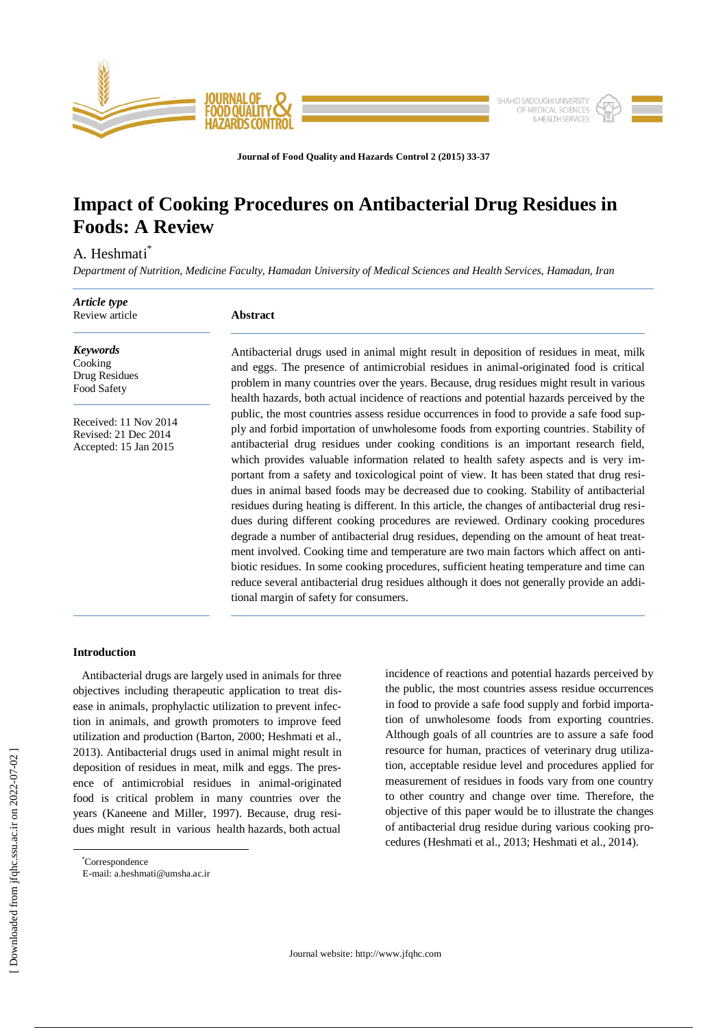# Impact of Cooking Procedures on Antibacterial Drug Residues in Foods: A Review

A. Heshmati*

*Department of Nutrition, Medicine Faculty, Hamadan University of Medical Sciences and Health Services, Hamadan, Iran*

***Article type***
Review article

***Keywords***
Cooking
Drug Residues
Food Safety

Received: 11 Nov 2014
Revised: 21 Dec 2014
Accepted: 15 Jan 2015

**Abstract**

Antibacterial drugs used in animal might result in deposition of residues in meat, milk and eggs. The presence of antimicrobial residues in animal-originated food is critical problem in many countries over the years. Because, drug residues might result in various health hazards, both actual incidence of reactions and potential hazards perceived by the public, the most countries assess residue occurrences in food to provide a safe food supply and forbid importation of unwholesome foods from exporting countries. Stability of antibacterial drug residues under cooking conditions is an important research field, which provides valuable information related to health safety aspects and is very important from a safety and toxicological point of view. It has been stated that drug residues in animal based foods may be decreased due to cooking. Stability of antibacterial residues during heating is different. In this article, the changes of antibacterial drug residues during different cooking procedures are reviewed. Ordinary cooking procedures degrade a number of antibacterial drug residues, depending on the amount of heat treatment involved. Cooking time and temperature are two main factors which affect on antibiotic residues. In some cooking procedures, sufficient heating temperature and time can reduce several antibacterial drug residues although it does not generally provide an additional margin of safety for consumers.

## Introduction

Antibacterial drugs are largely used in animals for three objectives including therapeutic application to treat disease in animals, prophylactic utilization to prevent infection in animals, and growth promoters to improve feed utilization and production (Barton, 2000; Heshmati et al., 2013). Antibacterial drugs used in animal might result in deposition of residues in meat, milk and eggs. The presence of antimicrobial residues in animal-originated food is critical problem in many countries over the years (Kaneene and Miller, 1997). Because, drug residues might result in various health hazards, both actual incidence of reactions and potential hazards perceived by the public, the most countries assess residue occurrences in food to provide a safe food supply and forbid importation of unwholesome foods from exporting countries. Although goals of all countries are to assure a safe food resource for human, practices of veterinary drug utilization, acceptable residue level and procedures applied for measurement of residues in foods vary from one country to other country and change over time. Therefore, the objective of this paper would be to illustrate the changes of antibacterial drug residue during various cooking procedures (Heshmati et al., 2013; Heshmati et al., 2014).

*Correspondence
E-mail: a.heshmati@umsha.ac.ir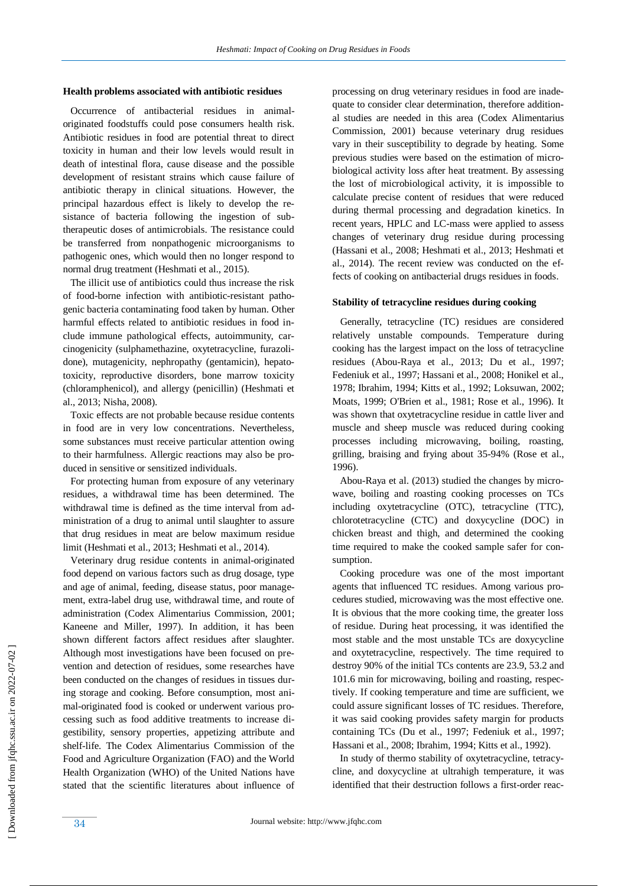#### Health problems associated with antibiotic residues

Occurrence of antibacterial residues in animal-originated foodstuffs could pose consumers health risk. Antibiotic residues in food are potential threat to direct toxicity in human and their low levels would result in death of intestinal flora, cause disease and the possible development of resistant strains which cause failure of antibiotic therapy in clinical situations. However, the principal hazardous effect is likely to develop the resistance of bacteria following the ingestion of subtherapeutic doses of antimicrobials. The resistance could be transferred from nonpathogenic microorganisms to pathogenic ones, which would then no longer respond to normal drug treatment (Heshmati et al., 2015).

The illicit use of antibiotics could thus increase the risk of food-borne infection with antibiotic-resistant pathogenic bacteria contaminating food taken by human. Other harmful effects related to antibiotic residues in food include immune pathological effects, autoimmunity, carcinogenicity (sulphamethazine, oxytetracycline, furazolidone), mutagenicity, nephropathy (gentamicin), hepatotoxicity, reproductive disorders, bone marrow toxicity (chloramphenicol), and allergy (penicillin) (Heshmati et al., 2013; Nisha, 2008).

Toxic effects are not probable because residue contents in food are in very low concentrations. Nevertheless, some substances must receive particular attention owing to their harmfulness. Allergic reactions may also be produced in sensitive or sensitized individuals.

For protecting human from exposure of any veterinary residues, a withdrawal time has been determined. The withdrawal time is defined as the time interval from administration of a drug to animal until slaughter to assure that drug residues in meat are below maximum residue limit (Heshmati et al., 2013; Heshmati et al., 2014).

Veterinary drug residue contents in animal-originated food depend on various factors such as drug dosage, type and age of animal, feeding, disease status, poor management, extra-label drug use, withdrawal time, and route of administration (Codex Alimentarius Commission, 2001; Kaneene and Miller, 1997). In addition, it has been shown different factors affect residues after slaughter. Although most investigations have been focused on prevention and detection of residues, some researches have been conducted on the changes of residues in tissues during storage and cooking. Before consumption, most animal-originated food is cooked or underwent various processing such as food additive treatments to increase digestibility, sensory properties, appetizing attribute and shelf-life. The Codex Alimentarius Commission of the Food and Agriculture Organization (FAO) and the World Health Organization (WHO) of the United Nations have stated that the scientific literatures about influence of processing on drug veterinary residues in food are inadequate to consider clear determination, therefore additional studies are needed in this area (Codex Alimentarius Commission, 2001) because veterinary drug residues vary in their susceptibility to degrade by heating. Some previous studies were based on the estimation of microbiological activity loss after heat treatment. By assessing the lost of microbiological activity, it is impossible to calculate precise content of residues that were reduced during thermal processing and degradation kinetics. In recent years, HPLC and LC-mass were applied to assess changes of veterinary drug residue during processing (Hassani et al., 2008; Heshmati et al., 2013; Heshmati et al., 2014). The recent review was conducted on the effects of cooking on antibacterial drugs residues in foods.

#### Stability of tetracycline residues during cooking

Generally, tetracycline (TC) residues are considered relatively unstable compounds. Temperature during cooking has the largest impact on the loss of tetracycline residues (Abou-Raya et al., 2013; Du et al., 1997; Fedeniuk et al., 1997; Hassani et al., 2008; Honikel et al., 1978; Ibrahim, 1994; Kitts et al., 1992; Loksuwan, 2002; Moats, 1999; O'Brien et al., 1981; Rose et al., 1996). It was shown that oxytetracycline residue in cattle liver and muscle and sheep muscle was reduced during cooking processes including microwaving, boiling, roasting, grilling, braising and frying about 35-94% (Rose et al., 1996).

Abou-Raya et al. (2013) studied the changes by microwave, boiling and roasting cooking processes on TCs including oxytetracycline (OTC), tetracycline (TTC), chlorotetracycline (CTC) and doxycycline (DOC) in chicken breast and thigh, and determined the cooking time required to make the cooked sample safer for consumption.

Cooking procedure was one of the most important agents that influenced TC residues. Among various procedures studied, microwaving was the most effective one. It is obvious that the more cooking time, the greater loss of residue. During heat processing, it was identified the most stable and the most unstable TCs are doxycycline and oxytetracycline, respectively. The time required to destroy 90% of the initial TCs contents are 23.9, 53.2 and 101.6 min for microwaving, boiling and roasting, respectively. If cooking temperature and time are sufficient, we could assure significant losses of TC residues. Therefore, it was said cooking provides safety margin for products containing TCs (Du et al., 1997; Fedeniuk et al., 1997; Hassani et al., 2008; Ibrahim, 1994; Kitts et al., 1992).

In study of thermo stability of oxytetracycline, tetracycline, and doxycycline at ultrahigh temperature, it was identified that their destruction follows a first-order reac-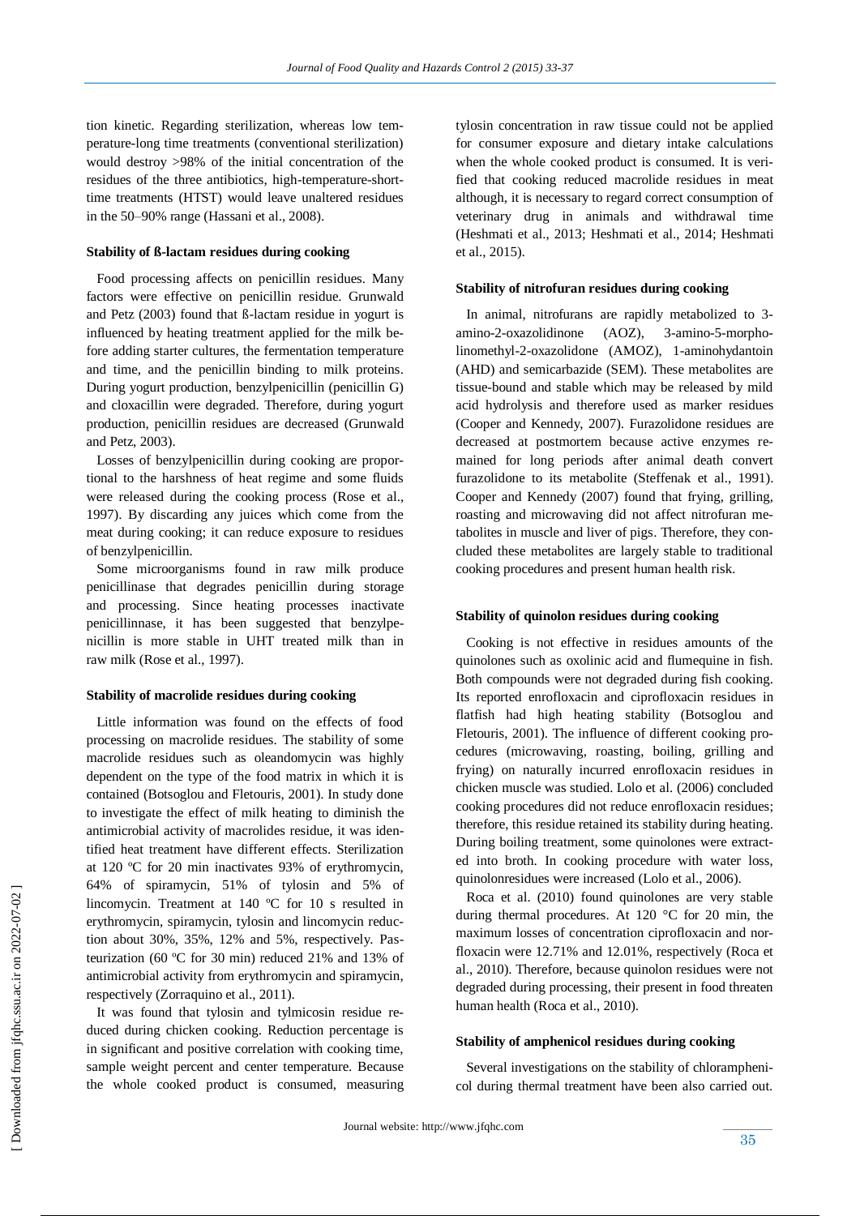tion kinetic. Regarding sterilization, whereas low temperature-long time treatments (conventional sterilization) would destroy >98% of the initial concentration of the residues of the three antibiotics, high-temperature-short-time treatments (HTST) would leave unaltered residues in the 50–90% range (Hassani et al., 2008).

### Stability of ß-lactam residues during cooking

Food processing affects on penicillin residues. Many factors were effective on penicillin residue. Grunwald and Petz (2003) found that ß-lactam residue in yogurt is influenced by heating treatment applied for the milk before adding starter cultures, the fermentation temperature and time, and the penicillin binding to milk proteins. During yogurt production, benzylpenicillin (penicillin G) and cloxacillin were degraded. Therefore, during yogurt production, penicillin residues are decreased (Grunwald and Petz, 2003).

Losses of benzylpenicillin during cooking are proportional to the harshness of heat regime and some fluids were released during the cooking process (Rose et al., 1997). By discarding any juices which come from the meat during cooking; it can reduce exposure to residues of benzylpenicillin.

Some microorganisms found in raw milk produce penicillinase that degrades penicillin during storage and processing. Since heating processes inactivate penicillinnase, it has been suggested that benzylpenicillin is more stable in UHT treated milk than in raw milk (Rose et al., 1997).

### Stability of macrolide residues during cooking

Little information was found on the effects of food processing on macrolide residues. The stability of some macrolide residues such as oleandomycin was highly dependent on the type of the food matrix in which it is contained (Botsoglou and Fletouris, 2001). In study done to investigate the effect of milk heating to diminish the antimicrobial activity of macrolides residue, it was identified heat treatment have different effects. Sterilization at 120 ºC for 20 min inactivates 93% of erythromycin, 64% of spiramycin, 51% of tylosin and 5% of lincomycin. Treatment at 140 ºC for 10 s resulted in erythromycin, spiramycin, tylosin and lincomycin reduction about 30%, 35%, 12% and 5%, respectively. Pasteurization (60 ºC for 30 min) reduced 21% and 13% of antimicrobial activity from erythromycin and spiramycin, respectively (Zorraquino et al., 2011).

It was found that tylosin and tylmicosin residue reduced during chicken cooking. Reduction percentage is in significant and positive correlation with cooking time, sample weight percent and center temperature. Because the whole cooked product is consumed, measuring tylosin concentration in raw tissue could not be applied for consumer exposure and dietary intake calculations when the whole cooked product is consumed. It is verified that cooking reduced macrolide residues in meat although, it is necessary to regard correct consumption of veterinary drug in animals and withdrawal time (Heshmati et al., 2013; Heshmati et al., 2014; Heshmati et al., 2015).

### Stability of nitrofuran residues during cooking

In animal, nitrofurans are rapidly metabolized to 3-amino-2-oxazolidinone (AOZ), 3-amino-5-morpholinomethyl-2-oxazolidone (AMOZ), 1-aminohydantoin (AHD) and semicarbazide (SEM). These metabolites are tissue-bound and stable which may be released by mild acid hydrolysis and therefore used as marker residues (Cooper and Kennedy, 2007). Furazolidone residues are decreased at postmortem because active enzymes remained for long periods after animal death convert furazolidone to its metabolite (Steffenak et al., 1991). Cooper and Kennedy (2007) found that frying, grilling, roasting and microwaving did not affect nitrofuran metabolites in muscle and liver of pigs. Therefore, they concluded these metabolites are largely stable to traditional cooking procedures and present human health risk.

### Stability of quinolon residues during cooking

Cooking is not effective in residues amounts of the quinolones such as oxolinic acid and flumequine in fish. Both compounds were not degraded during fish cooking. Its reported enrofloxacin and ciprofloxacin residues in flatfish had high heating stability (Botsoglou and Fletouris, 2001). The influence of different cooking procedures (microwaving, roasting, boiling, grilling and frying) on naturally incurred enrofloxacin residues in chicken muscle was studied. Lolo et al. (2006) concluded cooking procedures did not reduce enrofloxacin residues; therefore, this residue retained its stability during heating. During boiling treatment, some quinolones were extracted into broth. In cooking procedure with water loss, quinolonresidues were increased (Lolo et al., 2006).

Roca et al. (2010) found quinolones are very stable during thermal procedures. At 120 °C for 20 min, the maximum losses of concentration ciprofloxacin and norfloxacin were 12.71% and 12.01%, respectively (Roca et al., 2010). Therefore, because quinolon residues were not degraded during processing, their present in food threaten human health (Roca et al., 2010).

### Stability of amphenicol residues during cooking

Several investigations on the stability of chloramphenicol during thermal treatment have been also carried out.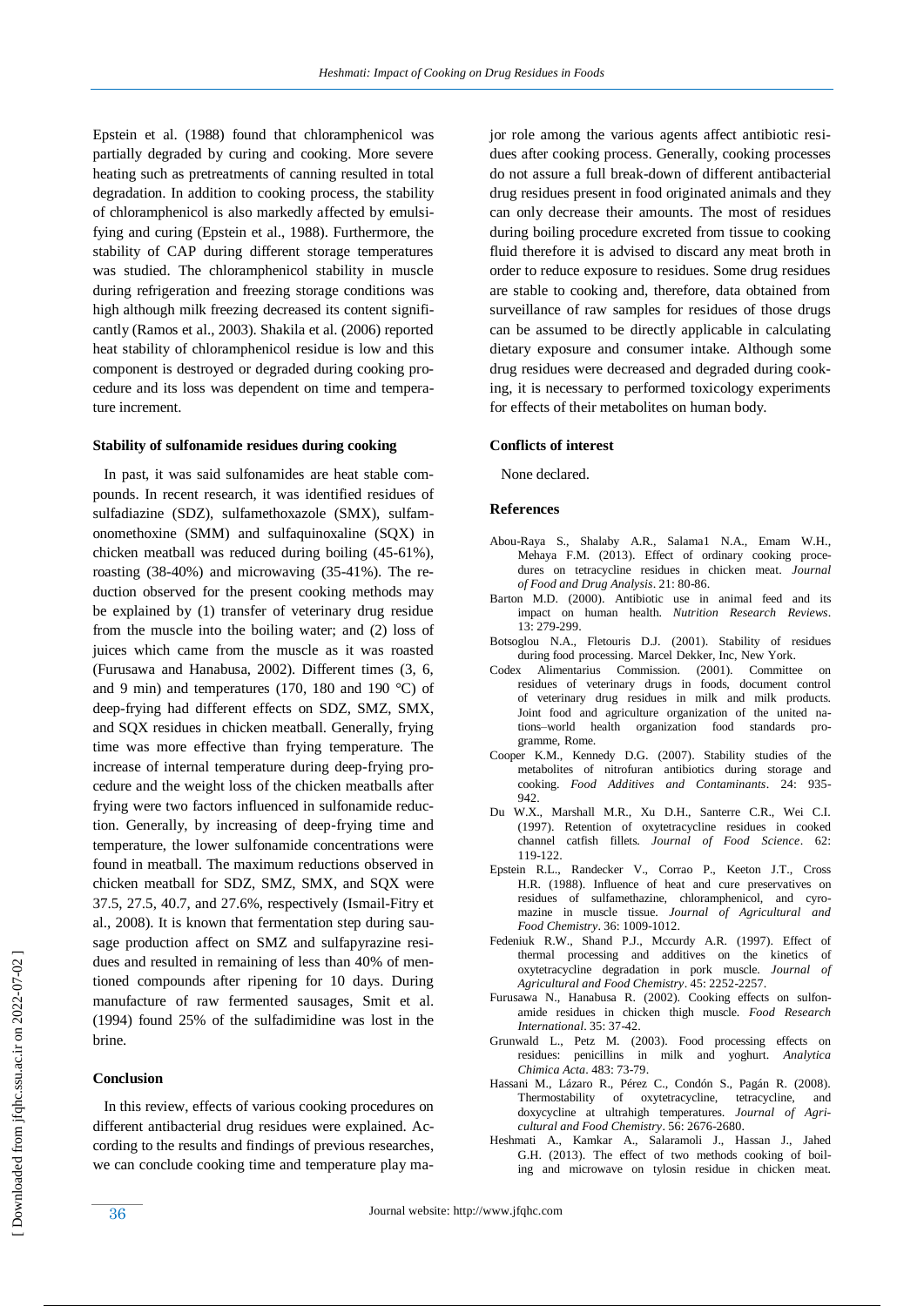Epstein et al. (1988) found that chloramphenicol was partially degraded by curing and cooking. More severe heating such as pretreatments of canning resulted in total degradation. In addition to cooking process, the stability of chloramphenicol is also markedly affected by emulsifying and curing (Epstein et al., 1988). Furthermore, the stability of CAP during different storage temperatures was studied. The chloramphenicol stability in muscle during refrigeration and freezing storage conditions was high although milk freezing decreased its content significantly (Ramos et al., 2003). Shakila et al. (2006) reported heat stability of chloramphenicol residue is low and this component is destroyed or degraded during cooking procedure and its loss was dependent on time and temperature increment.

#### Stability of sulfonamide residues during cooking

In past, it was said sulfonamides are heat stable compounds. In recent research, it was identified residues of sulfadiazine (SDZ), sulfamethoxazole (SMX), sulfamonomethoxine (SMM) and sulfaquinoxaline (SQX) in chicken meatball was reduced during boiling (45-61%), roasting (38-40%) and microwaving (35-41%). The reduction observed for the present cooking methods may be explained by (1) transfer of veterinary drug residue from the muscle into the boiling water; and (2) loss of juices which came from the muscle as it was roasted (Furusawa and Hanabusa, 2002). Different times (3, 6, and 9 min) and temperatures (170, 180 and 190 °C) of deep-frying had different effects on SDZ, SMZ, SMX, and SQX residues in chicken meatball. Generally, frying time was more effective than frying temperature. The increase of internal temperature during deep-frying procedure and the weight loss of the chicken meatballs after frying were two factors influenced in sulfonamide reduction. Generally, by increasing of deep-frying time and temperature, the lower sulfonamide concentrations were found in meatball. The maximum reductions observed in chicken meatball for SDZ, SMZ, SMX, and SQX were 37.5, 27.5, 40.7, and 27.6%, respectively (Ismail-Fitry et al., 2008). It is known that fermentation step during sausage production affect on SMZ and sulfapyrazine residues and resulted in remaining of less than 40% of mentioned compounds after ripening for 10 days. During manufacture of raw fermented sausages, Smit et al. (1994) found 25% of the sulfadimidine was lost in the brine.

#### Conclusion

In this review, effects of various cooking procedures on different antibacterial drug residues were explained. According to the results and findings of previous researches, we can conclude cooking time and temperature play major role among the various agents affect antibiotic residues after cooking process. Generally, cooking processes do not assure a full break-down of different antibacterial drug residues present in food originated animals and they can only decrease their amounts. The most of residues during boiling procedure excreted from tissue to cooking fluid therefore it is advised to discard any meat broth in order to reduce exposure to residues. Some drug residues are stable to cooking and, therefore, data obtained from surveillance of raw samples for residues of those drugs can be assumed to be directly applicable in calculating dietary exposure and consumer intake. Although some drug residues were decreased and degraded during cooking, it is necessary to performed toxicology experiments for effects of their metabolites on human body.

#### Conflicts of interest

None declared.

#### References

Abou-Raya S., Shalaby A.R., Salama1 N.A., Emam W.H., Mehaya F.M. (2013). Effect of ordinary cooking procedures on tetracycline residues in chicken meat. *Journal of Food and Drug Analysis*. 21: 80-86.

Barton M.D. (2000). Antibiotic use in animal feed and its impact on human health. *Nutrition Research Reviews*. 13: 279-299.

Botsoglou N.A., Fletouris D.J. (2001). Stability of residues during food processing. Marcel Dekker, Inc, New York.

Codex Alimentarius Commission. (2001). Committee on residues of veterinary drugs in foods, document control of veterinary drug residues in milk and milk products. Joint food and agriculture organization of the united nations–world health organization food standards programme, Rome.

Cooper K.M., Kennedy D.G. (2007). Stability studies of the metabolites of nitrofuran antibiotics during storage and cooking. *Food Additives and Contaminants*. 24: 935-942.

Du W.X., Marshall M.R., Xu D.H., Santerre C.R., Wei C.I. (1997). Retention of oxytetracycline residues in cooked channel catfish fillets. *Journal of Food Science*. 62: 119-122.

Epstein R.L., Randecker V., Corrao P., Keeton J.T., Cross H.R. (1988). Influence of heat and cure preservatives on residues of sulfamethazine, chloramphenicol, and cyromazine in muscle tissue. *Journal of Agricultural and Food Chemistry*. 36: 1009-1012.

Fedeniuk R.W., Shand P.J., Mccurdy A.R. (1997). Effect of thermal processing and additives on the kinetics of oxytetracycline degradation in pork muscle. *Journal of Agricultural and Food Chemistry*. 45: 2252-2257.

Furusawa N., Hanabusa R. (2002). Cooking effects on sulfonamide residues in chicken thigh muscle. *Food Research International*. 35: 37-42.

Grunwald L., Petz M. (2003). Food processing effects on residues: penicillins in milk and yoghurt. *Analytica Chimica Acta*. 483: 73-79.

Hassani M., Lázaro R., Pérez C., Condón S., Pagán R. (2008). Thermostability of oxytetracycline, tetracycline, and doxycycline at ultrahigh temperatures. *Journal of Agricultural and Food Chemistry*. 56: 2676-2680.

Heshmati A., Kamkar A., Salaramoli J., Hassan J., Jahed G.H. (2013). The effect of two methods cooking of boiling and microwave on tylosin residue in chicken meat.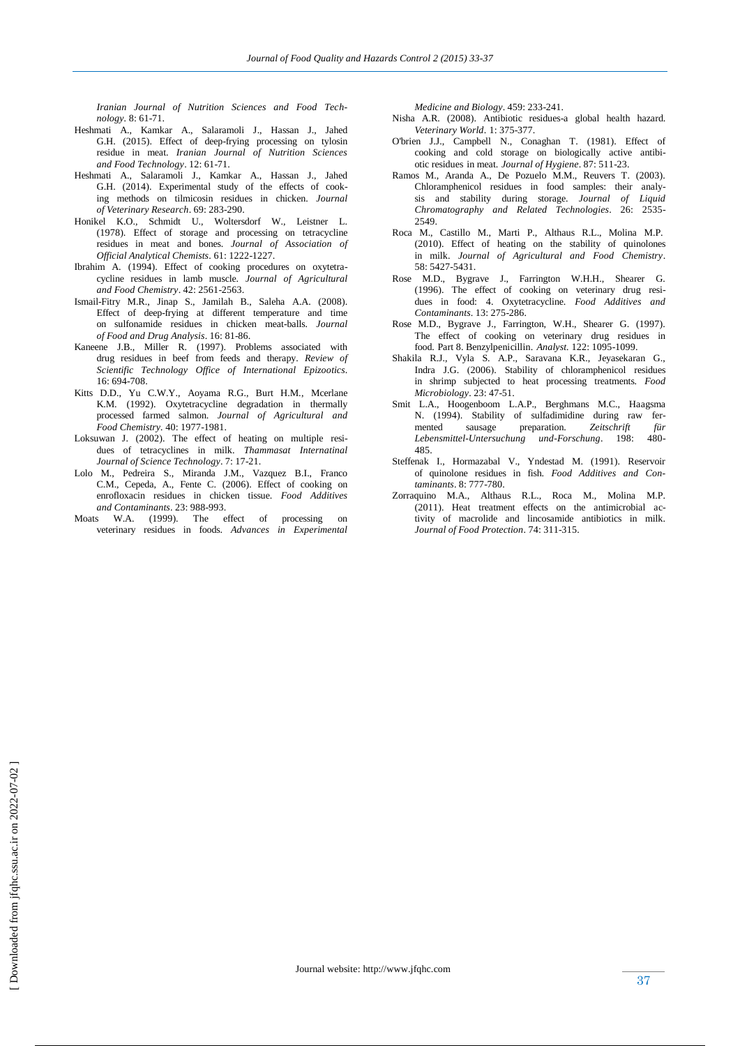*Iranian Journal of Nutrition Sciences and Food Technology*. 8: 61-71.

Heshmati A., Kamkar A., Salaramoli J., Hassan J., Jahed G.H. (2015). Effect of deep-frying processing on tylosin residue in meat. *Iranian Journal of Nutrition Sciences and Food Technology*. 12: 61-71.

Heshmati A., Salaramoli J., Kamkar A., Hassan J., Jahed G.H. (2014). Experimental study of the effects of cooking methods on tilmicosin residues in chicken. *Journal of Veterinary Research*. 69: 283-290.

Honikel K.O., Schmidt U., Woltersdorf W., Leistner L. (1978). Effect of storage and processing on tetracycline residues in meat and bones. *Journal of Association of Official Analytical Chemists*. 61: 1222-1227.

Ibrahim A. (1994). Effect of cooking procedures on oxytetracycline residues in lamb muscle. *Journal of Agricultural and Food Chemistry*. 42: 2561-2563.

Ismail-Fitry M.R., Jinap S., Jamilah B., Saleha A.A. (2008). Effect of deep-frying at different temperature and time on sulfonamide residues in chicken meat-balls. *Journal of Food and Drug Analysis*. 16: 81-86.

Kaneene J.B., Miller R. (1997). Problems associated with drug residues in beef from feeds and therapy. *Review of Scientific Technology Office of International Epizootics*. 16: 694-708.

Kitts D.D., Yu C.W.Y., Aoyama R.G., Burt H.M., Mcerlane K.M. (1992). Oxytetracycline degradation in thermally processed farmed salmon. *Journal of Agricultural and Food Chemistry*. 40: 1977-1981.

Loksuwan J. (2002). The effect of heating on multiple residues of tetracyclines in milk. *Thammasat Internatinal Journal of Science Technology*. 7: 17-21.

Lolo M., Pedreira S., Miranda J.M., Vazquez B.I., Franco C.M., Cepeda, A., Fente C. (2006). Effect of cooking on enrofloxacin residues in chicken tissue. *Food Additives and Contaminants*. 23: 988-993.

Moats W.A. (1999). The effect of processing on veterinary residues in foods. *Advances in Experimental Medicine and Biology*. 459: 233-241.

Nisha A.R. (2008). Antibiotic residues-a global health hazard. *Veterinary World*. 1: 375-377.

O'brien J.J., Campbell N., Conaghan T. (1981). Effect of cooking and cold storage on biologically active antibiotic residues in meat. *Journal of Hygiene*. 87: 511-23.

Ramos M., Aranda A., De Pozuelo M.M., Reuvers T. (2003). Chloramphenicol residues in food samples: their analysis and stability during storage. *Journal of Liquid Chromatography and Related Technologies*. 26: 2535-2549.

Roca M., Castillo M., Marti P., Althaus R.L., Molina M.P. (2010). Effect of heating on the stability of quinolones in milk. *Journal of Agricultural and Food Chemistry*. 58: 5427-5431.

Rose M.D., Bygrave J., Farrington W.H.H., Shearer G. (1996). The effect of cooking on veterinary drug residues in food: 4. Oxytetracycline. *Food Additives and Contaminants*. 13: 275-286.

Rose M.D., Bygrave J., Farrington, W.H., Shearer G. (1997). The effect of cooking on veterinary drug residues in food. Part 8. Benzylpenicillin. *Analyst*. 122: 1095-1099.

Shakila R.J., Vyla S. A.P., Saravana K.R., Jeyasekaran G., Indra J.G. (2006). Stability of chloramphenicol residues in shrimp subjected to heat processing treatments. *Food Microbiology*. 23: 47-51.

Smit L.A., Hoogenboom L.A.P., Berghmans M.C., Haagsma N. (1994). Stability of sulfadimidine during raw fermented sausage preparation. *Zeitschrift für Lebensmittel-Untersuchung und-Forschung*. 198: 480-485.

Steffenak I., Hormazabal V., Yndestad M. (1991). Reservoir of quinolone residues in fish. *Food Additives and Contaminants*. 8: 777-780.

Zorraquino M.A., Althaus R.L., Roca M., Molina M.P. (2011). Heat treatment effects on the antimicrobial activity of macrolide and lincosamide antibiotics in milk. *Journal of Food Protection*. 74: 311-315.